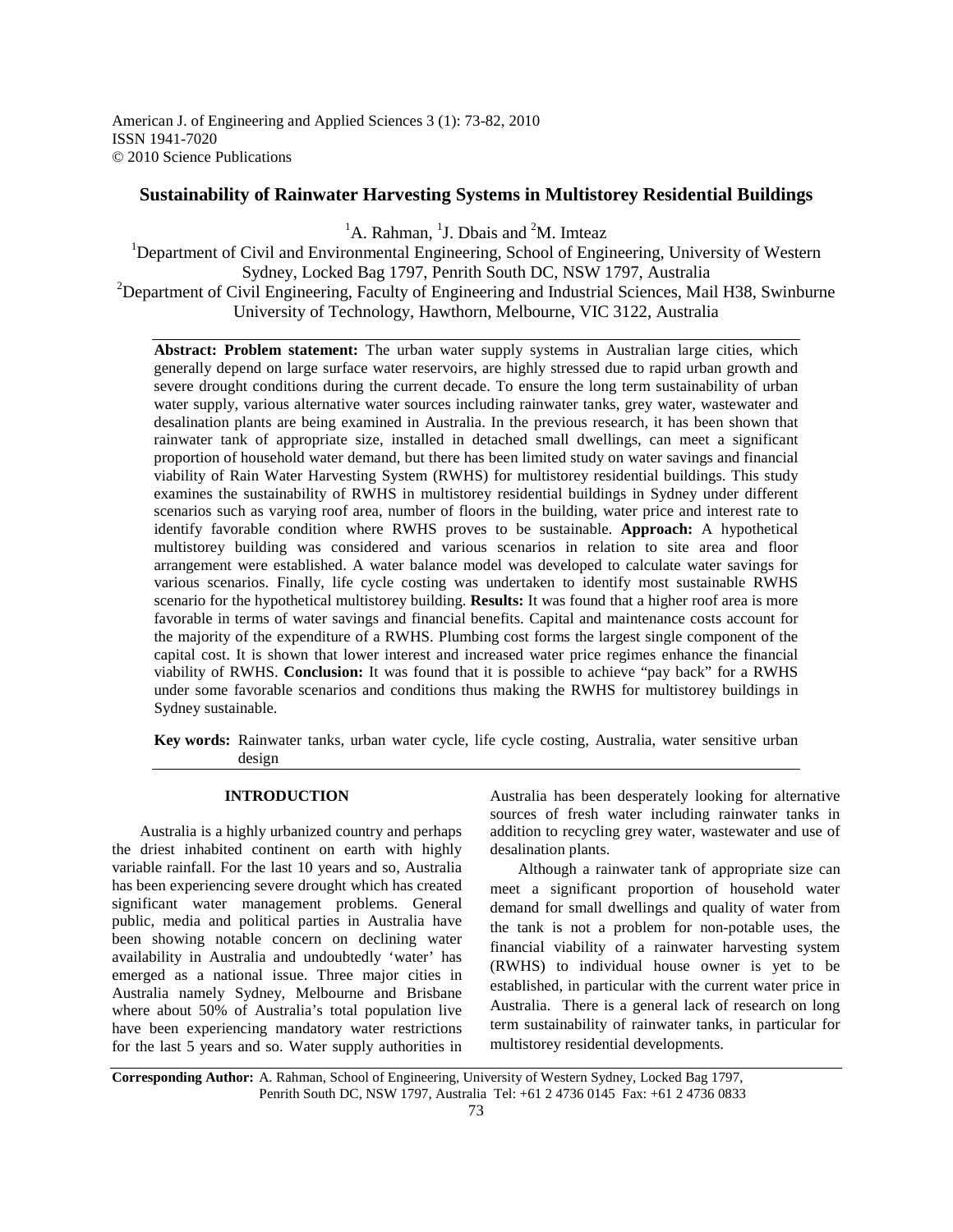American J. of Engineering and Applied Sciences 3 (1): 73-82, 2010
ISSN 1941-7020
© 2010 Science Publications

# Sustainability of Rainwater Harvesting Systems in Multistorey Residential Buildings

[1]A. Rahman, [1]J. Dbais and [2]M. Imteaz

[1]Department of Civil and Environmental Engineering, School of Engineering, University of Western Sydney, Locked Bag 1797, Penrith South DC, NSW 1797, Australia
[2]Department of Civil Engineering, Faculty of Engineering and Industrial Sciences, Mail H38, Swinburne University of Technology, Hawthorn, Melbourne, VIC 3122, Australia

**Abstract: Problem statement:** The urban water supply systems in Australian large cities, which generally depend on large surface water reservoirs, are highly stressed due to rapid urban growth and severe drought conditions during the current decade. To ensure the long term sustainability of urban water supply, various alternative water sources including rainwater tanks, grey water, wastewater and desalination plants are being examined in Australia. In the previous research, it has been shown that rainwater tank of appropriate size, installed in detached small dwellings, can meet a significant proportion of household water demand, but there has been limited study on water savings and financial viability of Rain Water Harvesting System (RWHS) for multistorey residential buildings. This study examines the sustainability of RWHS in multistorey residential buildings in Sydney under different scenarios such as varying roof area, number of floors in the building, water price and interest rate to identify favorable condition where RWHS proves to be sustainable. **Approach:** A hypothetical multistorey building was considered and various scenarios in relation to site area and floor arrangement were established. A water balance model was developed to calculate water savings for various scenarios. Finally, life cycle costing was undertaken to identify most sustainable RWHS scenario for the hypothetical multistorey building. **Results:** It was found that a higher roof area is more favorable in terms of water savings and financial benefits. Capital and maintenance costs account for the majority of the expenditure of a RWHS. Plumbing cost forms the largest single component of the capital cost. It is shown that lower interest and increased water price regimes enhance the financial viability of RWHS. **Conclusion:** It was found that it is possible to achieve "pay back" for a RWHS under some favorable scenarios and conditions thus making the RWHS for multistorey buildings in Sydney sustainable.

**Key words:** Rainwater tanks, urban water cycle, life cycle costing, Australia, water sensitive urban design

## INTRODUCTION

Australia is a highly urbanized country and perhaps the driest inhabited continent on earth with highly variable rainfall. For the last 10 years and so, Australia has been experiencing severe drought which has created significant water management problems. General public, media and political parties in Australia have been showing notable concern on declining water availability in Australia and undoubtedly 'water' has emerged as a national issue. Three major cities in Australia namely Sydney, Melbourne and Brisbane where about 50% of Australia's total population live have been experiencing mandatory water restrictions for the last 5 years and so. Water supply authorities in Australia has been desperately looking for alternative sources of fresh water including rainwater tanks in addition to recycling grey water, wastewater and use of desalination plants.

Although a rainwater tank of appropriate size can meet a significant proportion of household water demand for small dwellings and quality of water from the tank is not a problem for non-potable uses, the financial viability of a rainwater harvesting system (RWHS) to individual house owner is yet to be established, in particular with the current water price in Australia. There is a general lack of research on long term sustainability of rainwater tanks, in particular for multistorey residential developments.

**Corresponding Author:** A. Rahman, School of Engineering, University of Western Sydney, Locked Bag 1797, Penrith South DC, NSW 1797, Australia Tel: +61 2 4736 0145 Fax: +61 2 4736 0833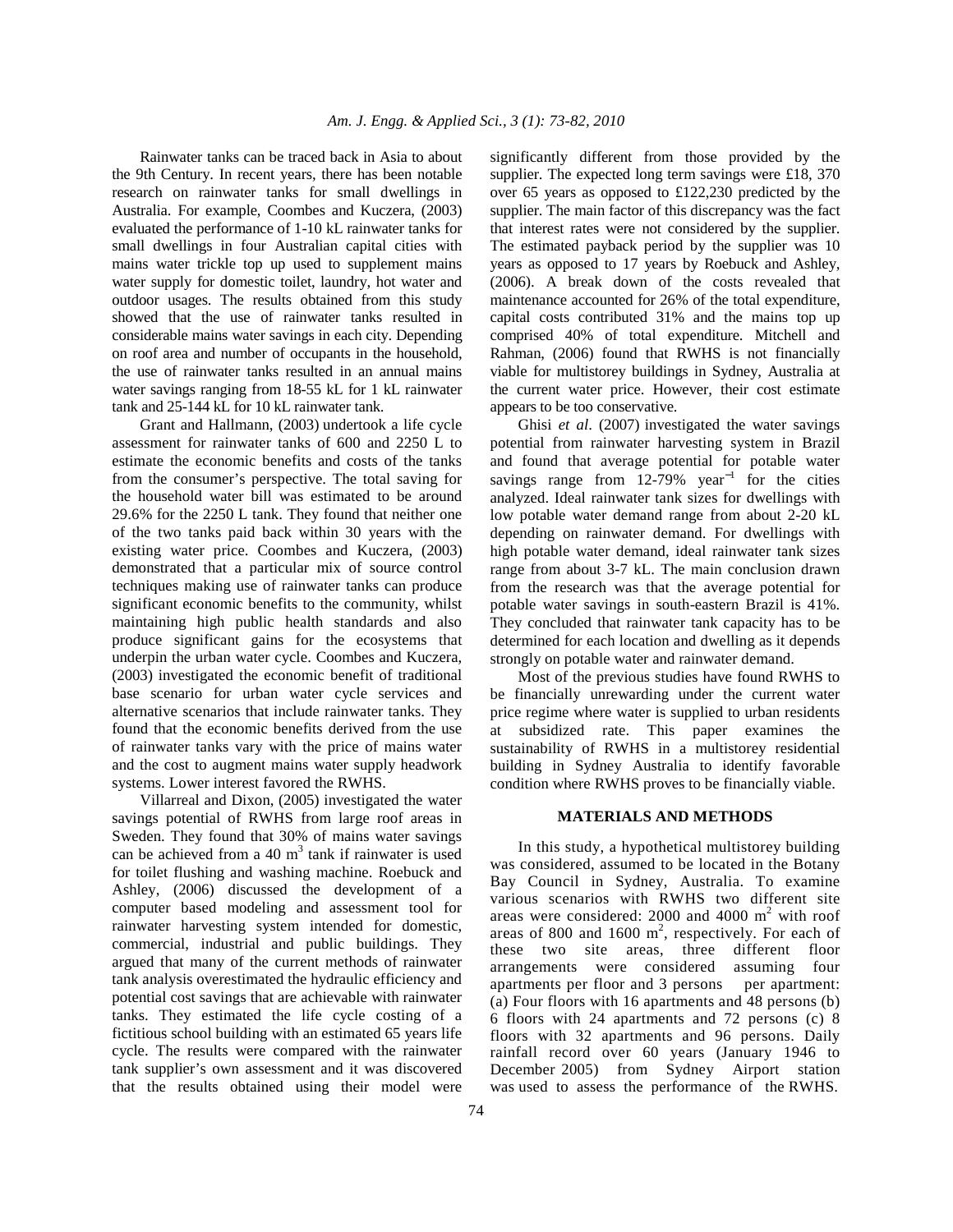Rainwater tanks can be traced back in Asia to about the 9th Century. In recent years, there has been notable research on rainwater tanks for small dwellings in Australia. For example, Coombes and Kuczera, (2003) evaluated the performance of 1-10 kL rainwater tanks for small dwellings in four Australian capital cities with mains water trickle top up used to supplement mains water supply for domestic toilet, laundry, hot water and outdoor usages. The results obtained from this study showed that the use of rainwater tanks resulted in considerable mains water savings in each city. Depending on roof area and number of occupants in the household, the use of rainwater tanks resulted in an annual mains water savings ranging from 18-55 kL for 1 kL rainwater tank and 25-144 kL for 10 kL rainwater tank.

Grant and Hallmann, (2003) undertook a life cycle assessment for rainwater tanks of 600 and 2250 L to estimate the economic benefits and costs of the tanks from the consumer's perspective. The total saving for the household water bill was estimated to be around 29.6% for the 2250 L tank. They found that neither one of the two tanks paid back within 30 years with the existing water price. Coombes and Kuczera, (2003) demonstrated that a particular mix of source control techniques making use of rainwater tanks can produce significant economic benefits to the community, whilst maintaining high public health standards and also produce significant gains for the ecosystems that underpin the urban water cycle. Coombes and Kuczera, (2003) investigated the economic benefit of traditional base scenario for urban water cycle services and alternative scenarios that include rainwater tanks. They found that the economic benefits derived from the use of rainwater tanks vary with the price of mains water and the cost to augment mains water supply headwork systems. Lower interest favored the RWHS.

Villarreal and Dixon, (2005) investigated the water savings potential of RWHS from large roof areas in Sweden. They found that 30% of mains water savings can be achieved from a 40 $m^3$ tank if rainwater is used for toilet flushing and washing machine. Roebuck and Ashley, (2006) discussed the development of a computer based modeling and assessment tool for rainwater harvesting system intended for domestic, commercial, industrial and public buildings. They argued that many of the current methods of rainwater tank analysis overestimated the hydraulic efficiency and potential cost savings that are achievable with rainwater tanks. They estimated the life cycle costing of a fictitious school building with an estimated 65 years life cycle. The results were compared with the rainwater tank supplier's own assessment and it was discovered that the results obtained using their model were significantly different from those provided by the supplier. The expected long term savings were £18, 370 over 65 years as opposed to £122,230 predicted by the supplier. The main factor of this discrepancy was the fact that interest rates were not considered by the supplier. The estimated payback period by the supplier was 10 years as opposed to 17 years by Roebuck and Ashley, (2006). A break down of the costs revealed that maintenance accounted for 26% of the total expenditure, capital costs contributed 31% and the mains top up comprised 40% of total expenditure. Mitchell and Rahman, (2006) found that RWHS is not financially viable for multistorey buildings in Sydney, Australia at the current water price. However, their cost estimate appears to be too conservative.

Ghisi *et al*. (2007) investigated the water savings potential from rainwater harvesting system in Brazil and found that average potential for potable water savings range from 12-79% $\text{year}^{-1}$ for the cities analyzed. Ideal rainwater tank sizes for dwellings with low potable water demand range from about 2-20 kL depending on rainwater demand. For dwellings with high potable water demand, ideal rainwater tank sizes range from about 3-7 kL. The main conclusion drawn from the research was that the average potential for potable water savings in south-eastern Brazil is 41%. They concluded that rainwater tank capacity has to be determined for each location and dwelling as it depends strongly on potable water and rainwater demand.

Most of the previous studies have found RWHS to be financially unrewarding under the current water price regime where water is supplied to urban residents at subsidized rate. This paper examines the sustainability of RWHS in a multistorey residential building in Sydney Australia to identify favorable condition where RWHS proves to be financially viable.

## MATERIALS AND METHODS

In this study, a hypothetical multistorey building was considered, assumed to be located in the Botany Bay Council in Sydney, Australia. To examine various scenarios with RWHS two different site areas were considered: 2000 and 4000 $m^2$ with roof areas of 800 and 1600 $m^2$, respectively. For each of these two site areas, three different floor arrangements were considered assuming four apartments per floor and 3 persons per apartment: (a) Four floors with 16 apartments and 48 persons (b) 6 floors with 24 apartments and 72 persons (c) 8 floors with 32 apartments and 96 persons. Daily rainfall record over 60 years (January 1946 to December 2005) from Sydney Airport station was used to assess the performance of the RWHS.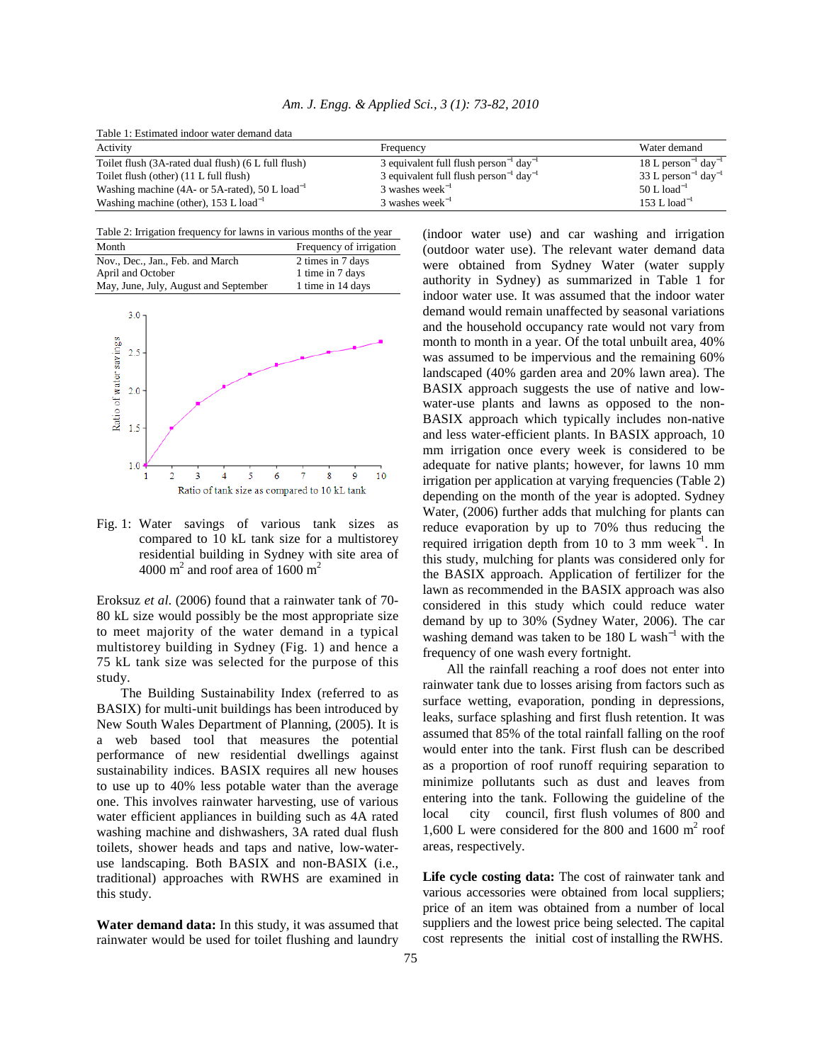Table 1: Estimated indoor water demand data

| Activity | Frequency | Water demand |
|---|---|---|
| Toilet flush (3A-rated dual flush) (6 L full flush) | 3 equivalent full flush person$^{-1}$ day$^{-1}$ | 18 L person$^{-1}$ day$^{-1}$ |
| Toilet flush (other) (11 L full flush) | 3 equivalent full flush person$^{-1}$ day$^{-1}$ | 33 L person$^{-1}$ day$^{-1}$ |
| Washing machine (4A- or 5A-rated), 50 L load$^{-1}$ | 3 washes week$^{-1}$ | 50 L load$^{-1}$ |
| Washing machine (other), 153 L load$^{-1}$ | 3 washes week$^{-1}$ | 153 L load$^{-1}$ |

Table 2: Irrigation frequency for lawns in various months of the year

| Month | Frequency of irrigation |
|---|---|
| Nov., Dec., Jan., Feb. and March | 2 times in 7 days |
| April and October | 1 time in 7 days |
| May, June, July, August and September | 1 time in 14 days |

Fig. 1: Water savings of various tank sizes as compared to 10 kL tank size for a multistorey residential building in Sydney with site area of 4000 m$^2$ and roof area of 1600 m$^2$

Eroksuz *et al.* (2006) found that a rainwater tank of 70-80 kL size would possibly be the most appropriate size to meet majority of the water demand in a typical multistorey building in Sydney (Fig. 1) and hence a 75 kL tank size was selected for the purpose of this study.

The Building Sustainability Index (referred to as BASIX) for multi-unit buildings has been introduced by New South Wales Department of Planning, (2005). It is a web based tool that measures the potential performance of new residential dwellings against sustainability indices. BASIX requires all new houses to use up to 40% less potable water than the average one. This involves rainwater harvesting, use of various water efficient appliances in building such as 4A rated washing machine and dishwashers, 3A rated dual flush toilets, shower heads and taps and native, low-water-use landscaping. Both BASIX and non-BASIX (i.e., traditional) approaches with RWHS are examined in this study.

**Water demand data:** In this study, it was assumed that rainwater would be used for toilet flushing and laundry (indoor water use) and car washing and irrigation (outdoor water use). The relevant water demand data were obtained from Sydney Water (water supply authority in Sydney) as summarized in Table 1 for indoor water use. It was assumed that the indoor water demand would remain unaffected by seasonal variations and the household occupancy rate would not vary from month to month in a year. Of the total unbuilt area, 40% was assumed to be impervious and the remaining 60% landscaped (40% garden area and 20% lawn area). The BASIX approach suggests the use of native and low-water-use plants and lawns as opposed to the non-BASIX approach which typically includes non-native and less water-efficient plants. In BASIX approach, 10 mm irrigation once every week is considered to be adequate for native plants; however, for lawns 10 mm irrigation per application at varying frequencies (Table 2) depending on the month of the year is adopted. Sydney Water, (2006) further adds that mulching for plants can reduce evaporation by up to 70% thus reducing the required irrigation depth from 10 to 3 mm week$^{-1}$. In this study, mulching for plants was considered only for the BASIX approach. Application of fertilizer for the lawn as recommended in the BASIX approach was also considered in this study which could reduce water demand by up to 30% (Sydney Water, 2006). The car washing demand was taken to be 180 L wash$^{-1}$ with the frequency of one wash every fortnight.

All the rainfall reaching a roof does not enter into rainwater tank due to losses arising from factors such as surface wetting, evaporation, ponding in depressions, leaks, surface splashing and first flush retention. It was assumed that 85% of the total rainfall falling on the roof would enter into the tank. First flush can be described as a proportion of roof runoff requiring separation to minimize pollutants such as dust and leaves from entering into the tank. Following the guideline of the local city council, first flush volumes of 800 and 1,600 L were considered for the 800 and 1600 m$^2$ roof areas, respectively.

**Life cycle costing data:** The cost of rainwater tank and various accessories were obtained from local suppliers; price of an item was obtained from a number of local suppliers and the lowest price being selected. The capital cost represents the initial cost of installing the RWHS.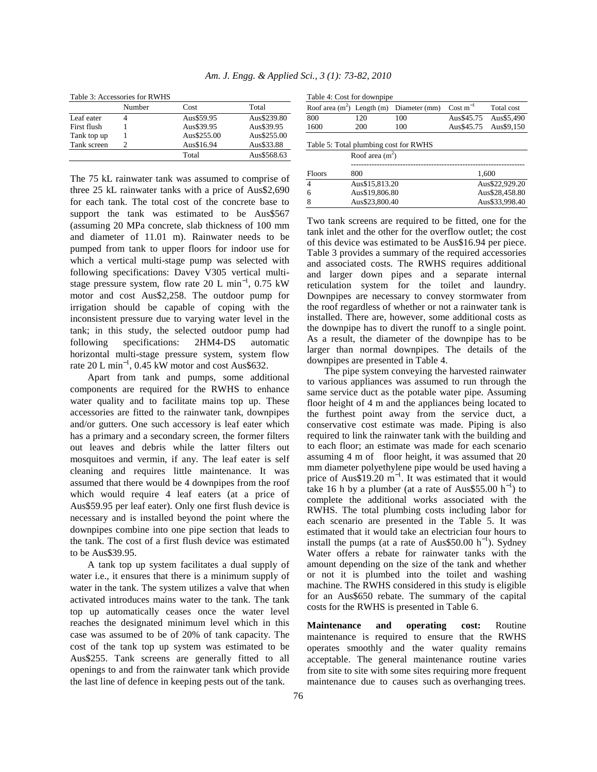Table 3: Accessories for RWHS

| | Number | Cost | Total |
|---|---|---|---|
| Leaf eater | 4 | Aus$59.95 | Aus$239.80 |
| First flush | 1 | Aus$39.95 | Aus$39.95 |
| Tank top up | 1 | Aus$255.00 | Aus$255.00 |
| Tank screen | 2 | Aus$16.94 | Aus$33.88 |
| | | Total | Aus$568.63 |

The 75 kL rainwater tank was assumed to comprise of three 25 kL rainwater tanks with a price of Aus$2,690 for each tank. The total cost of the concrete base to support the tank was estimated to be Aus$567 (assuming 20 MPa concrete, slab thickness of 100 mm and diameter of 11.01 m). Rainwater needs to be pumped from tank to upper floors for indoor use for which a vertical multi-stage pump was selected with following specifications: Davey V305 vertical multi-stage pressure system, flow rate 20 L $\min^{-1}$, 0.75 kW motor and cost Aus$2,258. The outdoor pump for irrigation should be capable of coping with the inconsistent pressure due to varying water level in the tank; in this study, the selected outdoor pump had following specifications: 2HM4-DS automatic horizontal multi-stage pressure system, system flow rate 20 L $\min^{-1}$, 0.45 kW motor and cost Aus$632.

Apart from tank and pumps, some additional components are required for the RWHS to enhance water quality and to facilitate mains top up. These accessories are fitted to the rainwater tank, downpipes and/or gutters. One such accessory is leaf eater which has a primary and a secondary screen, the former filters out leaves and debris while the latter filters out mosquitoes and vermin, if any. The leaf eater is self cleaning and requires little maintenance. It was assumed that there would be 4 downpipes from the roof which would require 4 leaf eaters (at a price of Aus$59.95 per leaf eater). Only one first flush device is necessary and is installed beyond the point where the downpipes combine into one pipe section that leads to the tank. The cost of a first flush device was estimated to be Aus$39.95.

A tank top up system facilitates a dual supply of water i.e., it ensures that there is a minimum supply of water in the tank. The system utilizes a valve that when activated introduces mains water to the tank. The tank top up automatically ceases once the water level reaches the designated minimum level which in this case was assumed to be of 20% of tank capacity. The cost of the tank top up system was estimated to be Aus$255. Tank screens are generally fitted to all openings to and from the rainwater tank which provide the last line of defence in keeping pests out of the tank.

Table 4: Cost for downpipe

| Roof area ($m^2$) | Length (m) | Diameter (mm) | Cost $m^{-1}$ | Total cost |
|---|---|---|---|---|
| 800 | 120 | 100 | Aus$45.75 | Aus$5,490 |
| 1600 | 200 | 100 | Aus$45.75 | Aus$9,150 |

Table 5: Total plumbing cost for RWHS

| | Roof area ($m^2$) | |
|---|---|---|
| Floors | 800 | 1,600 |
| 4 | Aus$15,813.20 | Aus$22,929.20 |
| 6 | Aus$19,806.80 | Aus$28,458.80 |
| 8 | Aus$23,800.40 | Aus$33,998.40 |

Two tank screens are required to be fitted, one for the tank inlet and the other for the overflow outlet; the cost of this device was estimated to be Aus$16.94 per piece. Table 3 provides a summary of the required accessories and associated costs. The RWHS requires additional and larger down pipes and a separate internal reticulation system for the toilet and laundry. Downpipes are necessary to convey stormwater from the roof regardless of whether or not a rainwater tank is installed. There are, however, some additional costs as the downpipe has to divert the runoff to a single point. As a result, the diameter of the downpipe has to be larger than normal downpipes. The details of the downpipes are presented in Table 4.

The pipe system conveying the harvested rainwater to various appliances was assumed to run through the same service duct as the potable water pipe. Assuming floor height of 4 m and the appliances being located to the furthest point away from the service duct, a conservative cost estimate was made. Piping is also required to link the rainwater tank with the building and to each floor; an estimate was made for each scenario assuming 4 m of floor height, it was assumed that 20 mm diameter polyethylene pipe would be used having a price of Aus$19.20 $m^{-1}$. It was estimated that it would take 16 h by a plumber (at a rate of Aus$55.00 $h^{-1}$) to complete the additional works associated with the RWHS. The total plumbing costs including labor for each scenario are presented in the Table 5. It was estimated that it would take an electrician four hours to install the pumps (at a rate of Aus$50.00 $h^{-1}$). Sydney Water offers a rebate for rainwater tanks with the amount depending on the size of the tank and whether or not it is plumbed into the toilet and washing machine. The RWHS considered in this study is eligible for an Aus$650 rebate. The summary of the capital costs for the RWHS is presented in Table 6.

**Maintenance and operating cost:** Routine maintenance is required to ensure that the RWHS operates smoothly and the water quality remains acceptable. The general maintenance routine varies from site to site with some sites requiring more frequent maintenance due to causes such as overhanging trees.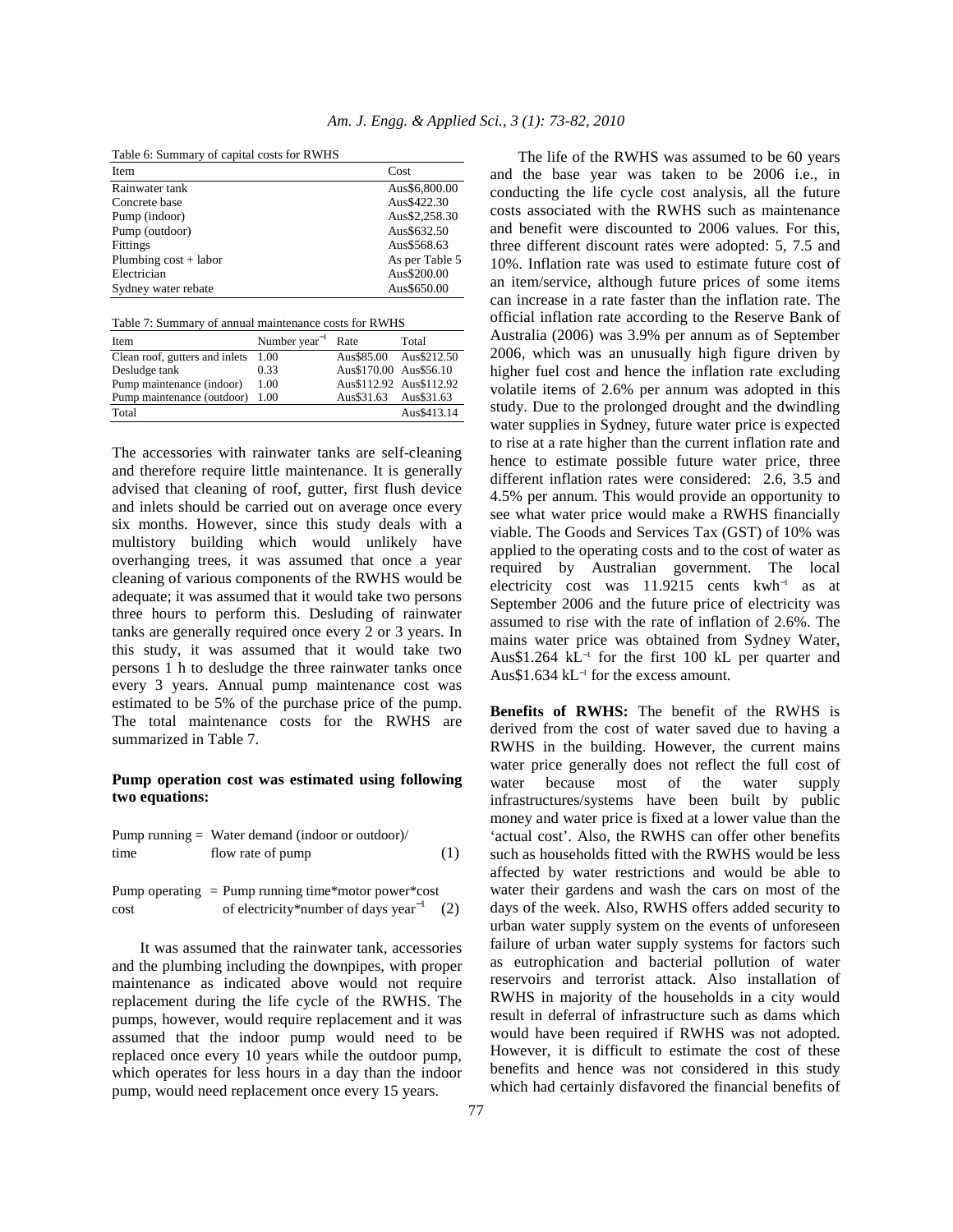Table 6: Summary of capital costs for RWHS

| Item | Cost |
|---|---|
| Rainwater tank | Aus$6,800.00 |
| Concrete base | Aus$422.30 |
| Pump (indoor) | Aus$2,258.30 |
| Pump (outdoor) | Aus$632.50 |
| Fittings | Aus$568.63 |
| Plumbing cost + labor | As per Table 5 |
| Electrician | Aus$200.00 |
| Sydney water rebate | Aus$650.00 |

Table 7: Summary of annual maintenance costs for RWHS

| Item | Number $year^{-1}$ | Rate | Total |
|---|---|---|---|
| Clean roof, gutters and inlets | 1.00 | Aus$85.00 | Aus$212.50 |
| Desludge tank | 0.33 | Aus$170.00 | Aus$56.10 |
| Pump maintenance (indoor) | 1.00 | Aus$112.92 | Aus$112.92 |
| Pump maintenance (outdoor) | 1.00 | Aus$31.63 | Aus$31.63 |
| Total | | | Aus$413.14 |

The accessories with rainwater tanks are self-cleaning and therefore require little maintenance. It is generally advised that cleaning of roof, gutter, first flush device and inlets should be carried out on average once every six months. However, since this study deals with a multistory building which would unlikely have overhanging trees, it was assumed that once a year cleaning of various components of the RWHS would be adequate; it was assumed that it would take two persons three hours to perform this. Desluding of rainwater tanks are generally required once every 2 or 3 years. In this study, it was assumed that it would take two persons 1 h to desludge the three rainwater tanks once every 3 years. Annual pump maintenance cost was estimated to be 5% of the purchase price of the pump. The total maintenance costs for the RWHS are summarized in Table 7.

**Pump operation cost was estimated using following two equations:**

$$\text{Pump running time} = \text{Water demand (indoor or outdoor)} / \text{flow rate of pump} \quad (1)$$

$$\text{Pump operating cost} = \text{Pump running time} * \text{motor power} * \text{cost of electricity} * \text{number of days year}^{-1} \quad (2)$$

It was assumed that the rainwater tank, accessories and the plumbing including the downpipes, with proper maintenance as indicated above would not require replacement during the life cycle of the RWHS. The pumps, however, would require replacement and it was assumed that the indoor pump would need to be replaced once every 10 years while the outdoor pump, which operates for less hours in a day than the indoor pump, would need replacement once every 15 years.

The life of the RWHS was assumed to be 60 years and the base year was taken to be 2006 i.e., in conducting the life cycle cost analysis, all the future costs associated with the RWHS such as maintenance and benefit were discounted to 2006 values. For this, three different discount rates were adopted: 5, 7.5 and 10%. Inflation rate was used to estimate future cost of an item/service, although future prices of some items can increase in a rate faster than the inflation rate. The official inflation rate according to the Reserve Bank of Australia (2006) was 3.9% per annum as of September 2006, which was an unusually high figure driven by higher fuel cost and hence the inflation rate excluding volatile items of 2.6% per annum was adopted in this study. Due to the prolonged drought and the dwindling water supplies in Sydney, future water price is expected to rise at a rate higher than the current inflation rate and hence to estimate possible future water price, three different inflation rates were considered: 2.6, 3.5 and 4.5% per annum. This would provide an opportunity to see what water price would make a RWHS financially viable. The Goods and Services Tax (GST) of 10% was applied to the operating costs and to the cost of water as required by Australian government. The local electricity cost was 11.9215 cents $kwh^{-1}$ as at September 2006 and the future price of electricity was assumed to rise with the rate of inflation of 2.6%. The mains water price was obtained from Sydney Water, Aus$1.264 $kL^{-1}$ for the first 100 kL per quarter and Aus$1.634 $kL^{-1}$ for the excess amount.

**Benefits of RWHS:** The benefit of the RWHS is derived from the cost of water saved due to having a RWHS in the building. However, the current mains water price generally does not reflect the full cost of water because most of the water supply infrastructures/systems have been built by public money and water price is fixed at a lower value than the 'actual cost'. Also, the RWHS can offer other benefits such as households fitted with the RWHS would be less affected by water restrictions and would be able to water their gardens and wash the cars on most of the days of the week. Also, RWHS offers added security to urban water supply system on the events of unforeseen failure of urban water supply systems for factors such as eutrophication and bacterial pollution of water reservoirs and terrorist attack. Also installation of RWHS in majority of the households in a city would result in deferral of infrastructure such as dams which would have been required if RWHS was not adopted. However, it is difficult to estimate the cost of these benefits and hence was not considered in this study which had certainly disfavored the financial benefits of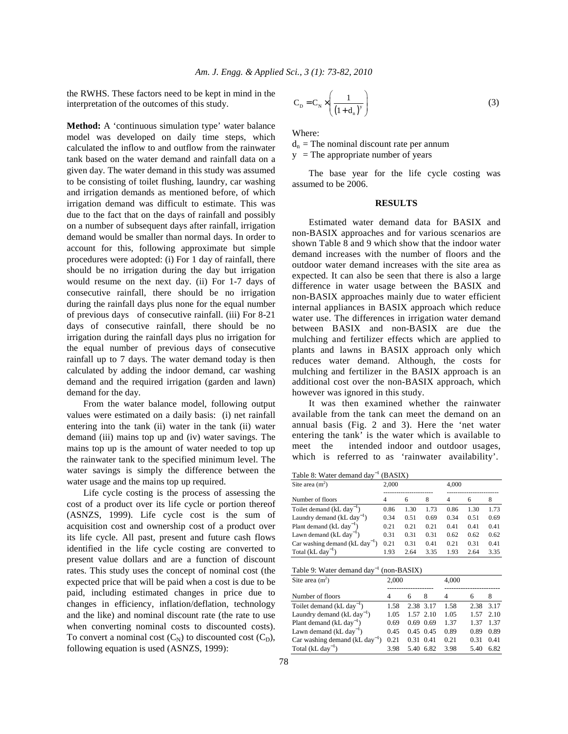the RWHS. These factors need to be kept in mind in the interpretation of the outcomes of this study.

**Method:** A 'continuous simulation type' water balance model was developed on daily time steps, which calculated the inflow to and outflow from the rainwater tank based on the water demand and rainfall data on a given day. The water demand in this study was assumed to be consisting of toilet flushing, laundry, car washing and irrigation demands as mentioned before, of which irrigation demand was difficult to estimate. This was due to the fact that on the days of rainfall and possibly on a number of subsequent days after rainfall, irrigation demand would be smaller than normal days. In order to account for this, following approximate but simple procedures were adopted: (i) For 1 day of rainfall, there should be no irrigation during the day but irrigation would resume on the next day. (ii) For 1-7 days of consecutive rainfall, there should be no irrigation during the rainfall days plus none for the equal number of previous days of consecutive rainfall. (iii) For 8-21 days of consecutive rainfall, there should be no irrigation during the rainfall days plus no irrigation for the equal number of previous days of consecutive rainfall up to 7 days. The water demand today is then calculated by adding the indoor demand, car washing demand and the required irrigation (garden and lawn) demand for the day.

From the water balance model, following output values were estimated on a daily basis: (i) net rainfall entering into the tank (ii) water in the tank (ii) water demand (iii) mains top up and (iv) water savings. The mains top up is the amount of water needed to top up the rainwater tank to the specified minimum level. The water savings is simply the difference between the water usage and the mains top up required.

Life cycle costing is the process of assessing the cost of a product over its life cycle or portion thereof (ASNZS, 1999). Life cycle cost is the sum of acquisition cost and ownership cost of a product over its life cycle. All past, present and future cash flows identified in the life cycle costing are converted to present value dollars and are a function of discount rates. This study uses the concept of nominal cost (the expected price that will be paid when a cost is due to be paid, including estimated changes in price due to changes in efficiency, inflation/deflation, technology and the like) and nominal discount rate (the rate to use when converting nominal costs to discounted costs). To convert a nominal cost ($C_N$) to discounted cost ($C_D$), following equation is used (ASNZS, 1999):

$$C_D = C_N \times \left( \frac{1}{(1+d_n)^y} \right) \quad (3)$$

Where:

$d_n$ = The nominal discount rate per annum

$y$ = The appropriate number of years

The base year for the life cycle costing was assumed to be 2006.

## RESULTS

Estimated water demand data for BASIX and non-BASIX approaches and for various scenarios are shown Table 8 and 9 which show that the indoor water demand increases with the number of floors and the outdoor water demand increases with the site area as expected. It can also be seen that there is also a large difference in water usage between the BASIX and non-BASIX approaches mainly due to water efficient internal appliances in BASIX approach which reduce water use. The differences in irrigation water demand between BASIX and non-BASIX are due the mulching and fertilizer effects which are applied to plants and lawns in BASIX approach only which reduces water demand. Although, the costs for mulching and fertilizer in the BASIX approach is an additional cost over the non-BASIX approach, which however was ignored in this study.

It was then examined whether the rainwater available from the tank can meet the demand on an annual basis (Fig. 2 and 3). Here the 'net water entering the tank' is the water which is available to meet the intended indoor and outdoor usages, which is referred to as 'rainwater availability'.

Table 8: Water demand day$^{-1}$ (BASIX)

| Site area (m$^2$) | 2,000 | | | 4,000 | | |
|---|---|---|---|---|---|---|
| Number of floors | 4 | 6 | 8 | 4 | 6 | 8 |
| Toilet demand (kL day$^{-1}$) | 0.86 | 1.30 | 1.73 | 0.86 | 1.30 | 1.73 |
| Laundry demand (kL day$^{-1}$) | 0.34 | 0.51 | 0.69 | 0.34 | 0.51 | 0.69 |
| Plant demand (kL day$^{-1}$) | 0.21 | 0.21 | 0.21 | 0.41 | 0.41 | 0.41 |
| Lawn demand (kL day$^{-1}$) | 0.31 | 0.31 | 0.31 | 0.62 | 0.62 | 0.62 |
| Car washing demand (kL day$^{-1}$) | 0.21 | 0.31 | 0.41 | 0.21 | 0.31 | 0.41 |
| Total (kL day$^{-1}$) | 1.93 | 2.64 | 3.35 | 1.93 | 2.64 | 3.35 |

Table 9: Water demand day$^{-1}$ (non-BASIX)

| Site area (m$^2$) | 2,000 | | | 4,000 | | |
|---|---|---|---|---|---|---|
| Number of floors | 4 | 6 | 8 | 4 | 6 | 8 |
| Toilet demand (kL day$^{-1}$) | 1.58 | 2.38 | 3.17 | 1.58 | 2.38 | 3.17 |
| Laundry demand (kL day$^{-1}$) | 1.05 | 1.57 | 2.10 | 1.05 | 1.57 | 2.10 |
| Plant demand (kL day$^{-1}$) | 0.69 | 0.69 | 0.69 | 1.37 | 1.37 | 1.37 |
| Lawn demand (kL day$^{-1}$) | 0.45 | 0.45 | 0.45 | 0.89 | 0.89 | 0.89 |
| Car washing demand (kL day$^{-1}$) | 0.21 | 0.31 | 0.41 | 0.21 | 0.31 | 0.41 |
| Total (kL day$^{-1}$) | 3.98 | 5.40 | 6.82 | 3.98 | 5.40 | 6.82 |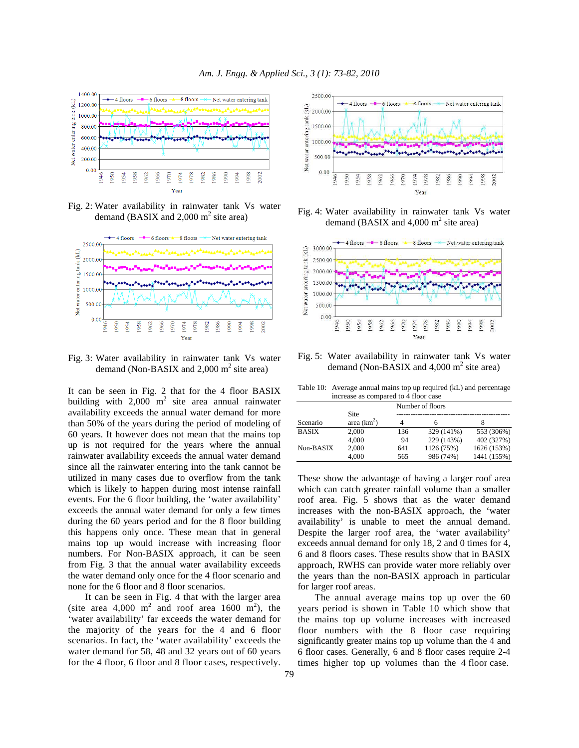Fig. 2: Water availability in rainwater tank Vs water demand (BASIX and 2,000 $m^2$ site area)

Fig. 3: Water availability in rainwater tank Vs water demand (Non-BASIX and 2,000 $m^2$ site area)

It can be seen in Fig. 2 that for the 4 floor BASIX building with 2,000 $m^2$ site area annual rainwater availability exceeds the annual water demand for more than 50% of the years during the period of modeling of 60 years. It however does not mean that the mains top up is not required for the years where the annual rainwater availability exceeds the annual water demand since all the rainwater entering into the tank cannot be utilized in many cases due to overflow from the tank which is likely to happen during most intense rainfall events. For the 6 floor building, the 'water availability' exceeds the annual water demand for only a few times during the 60 years period and for the 8 floor building this happens only once. These mean that in general mains top up would increase with increasing floor numbers. For Non-BASIX approach, it can be seen from Fig. 3 that the annual water availability exceeds the water demand only once for the 4 floor scenario and none for the 6 floor and 8 floor scenarios.

It can be seen in Fig. 4 that with the larger area (site area 4,000 $m^2$ and roof area 1600 $m^2$), the 'water availability' far exceeds the water demand for the majority of the years for the 4 and 6 floor scenarios. In fact, the 'water availability' exceeds the water demand for 58, 48 and 32 years out of 60 years for the 4 floor, 6 floor and 8 floor cases, respectively.

Fig. 4: Water availability in rainwater tank Vs water demand (BASIX and 4,000 $m^2$ site area)

Fig. 5: Water availability in rainwater tank Vs water demand (Non-BASIX and 4,000 $m^2$ site area)

Table 10: Average annual mains top up required (kL) and percentage increase as compared to 4 floor case

| Scenario | Site area ($km^2$) | Number of floors 4 | 6 | 8 |
|---|---|---|---|---|
| BASIX | 2,000 | 136 | 329 (141%) | 553 (306%) |
| | 4,000 | 94 | 229 (143%) | 402 (327%) |
| Non-BASIX | 2,000 | 641 | 1126 (75%) | 1626 (153%) |
| | 4,000 | 565 | 986 (74%) | 1441 (155%) |

These show the advantage of having a larger roof area which can catch greater rainfall volume than a smaller roof area. Fig. 5 shows that as the water demand increases with the non-BASIX approach, the 'water availability' is unable to meet the annual demand. Despite the larger roof area, the 'water availability' exceeds annual demand for only 18, 2 and 0 times for 4, 6 and 8 floors cases. These results show that in BASIX approach, RWHS can provide water more reliably over the years than the non-BASIX approach in particular for larger roof areas.

The annual average mains top up over the 60 years period is shown in Table 10 which show that the mains top up volume increases with increased floor numbers with the 8 floor case requiring significantly greater mains top up volume than the 4 and 6 floor cases. Generally, 6 and 8 floor cases require 2-4 times higher top up volumes than the 4 floor case.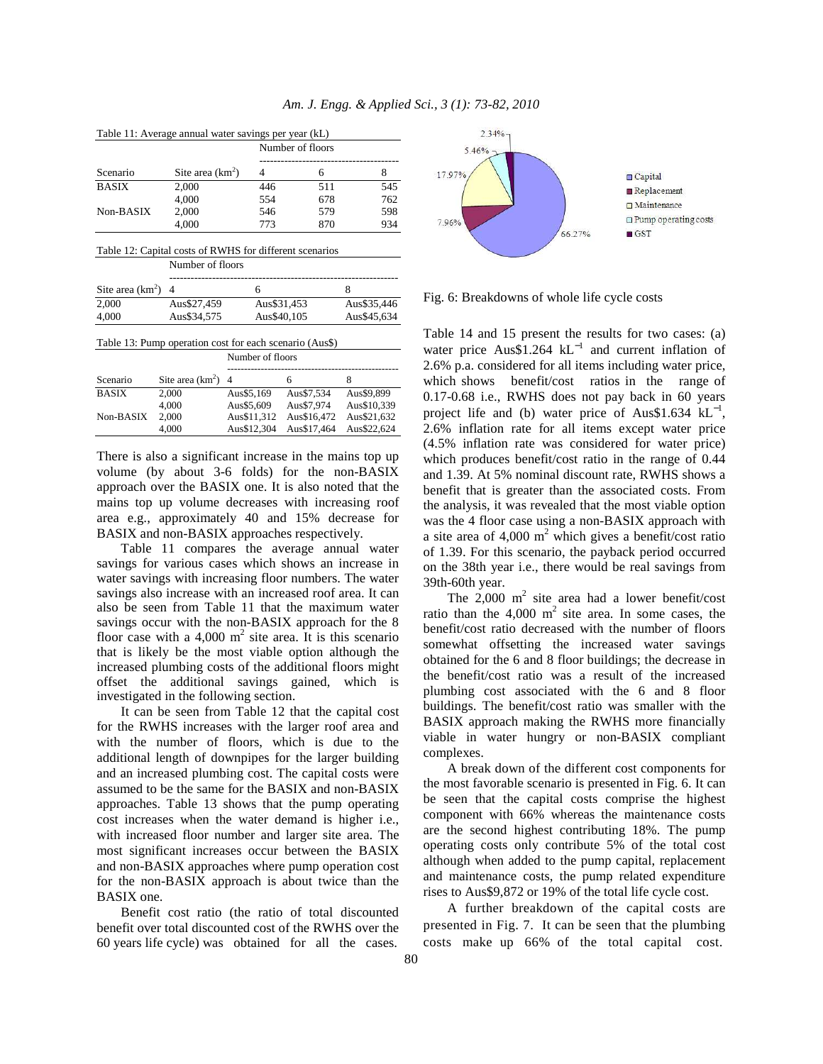Table 11: Average annual water savings per year (kL)

| Scenario | Site area (km$^2$) | Number of floors 4 | 6 | 8 |
|---|---|---|---|---|
| BASIX | 2,000 | 446 | 511 | 545 |
| | 4,000 | 554 | 678 | 762 |
| Non-BASIX | 2,000 | 546 | 579 | 598 |
| | 4,000 | 773 | 870 | 934 |

Table 12: Capital costs of RWHS for different scenarios

| Site area (km$^2$) | Number of floors 4 | 6 | 8 |
|---|---|---|---|
| 2,000 | Aus$27,459 | Aus$31,453 | Aus$35,446 |
| 4,000 | Aus$34,575 | Aus$40,105 | Aus$45,634 |

Table 13: Pump operation cost for each scenario (Aus$)

| Scenario | Site area (km$^2$) | Number of floors 4 | 6 | 8 |
|---|---|---|---|---|
| BASIX | 2,000 | Aus$5,169 | Aus$7,534 | Aus$9,899 |
| | 4,000 | Aus$5,609 | Aus$7,974 | Aus$10,339 |
| Non-BASIX | 2,000 | Aus$11,312 | Aus$16,472 | Aus$21,632 |
| | 4,000 | Aus$12,304 | Aus$17,464 | Aus$22,624 |

There is also a significant increase in the mains top up volume (by about 3-6 folds) for the non-BASIX approach over the BASIX one. It is also noted that the mains top up volume decreases with increasing roof area e.g., approximately 40 and 15% decrease for BASIX and non-BASIX approaches respectively.

Table 11 compares the average annual water savings for various cases which shows an increase in water savings with increasing floor numbers. The water savings also increase with an increased roof area. It can also be seen from Table 11 that the maximum water savings occur with the non-BASIX approach for the 8 floor case with a 4,000 m$^2$ site area. It is this scenario that is likely be the most viable option although the increased plumbing costs of the additional floors might offset the additional savings gained, which is investigated in the following section.

It can be seen from Table 12 that the capital cost for the RWHS increases with the larger roof area and with the number of floors, which is due to the additional length of downpipes for the larger building and an increased plumbing cost. The capital costs were assumed to be the same for the BASIX and non-BASIX approaches. Table 13 shows that the pump operating cost increases when the water demand is higher i.e., with increased floor number and larger site area. The most significant increases occur between the BASIX and non-BASIX approaches where pump operation cost for the non-BASIX approach is about twice than the BASIX one.

Benefit cost ratio (the ratio of total discounted benefit over total discounted cost of the RWHS over the 60 years life cycle) was obtained for all the cases.

Fig. 6: Breakdowns of whole life cycle costs

Table 14 and 15 present the results for two cases: (a) water price Aus$1.264 kL$^{-1}$ and current inflation of 2.6% p.a. considered for all items including water price, which shows benefit/cost ratios in the range of 0.17-0.68 i.e., RWHS does not pay back in 60 years project life and (b) water price of Aus$1.634 kL$^{-1}$, 2.6% inflation rate for all items except water price (4.5% inflation rate was considered for water price) which produces benefit/cost ratio in the range of 0.44 and 1.39. At 5% nominal discount rate, RWHS shows a benefit that is greater than the associated costs. From the analysis, it was revealed that the most viable option was the 4 floor case using a non-BASIX approach with a site area of 4,000 m$^2$ which gives a benefit/cost ratio of 1.39. For this scenario, the payback period occurred on the 38th year i.e., there would be real savings from 39th-60th year.

The 2,000 m$^2$ site area had a lower benefit/cost ratio than the 4,000 m$^2$ site area. In some cases, the benefit/cost ratio decreased with the number of floors somewhat offsetting the increased water savings obtained for the 6 and 8 floor buildings; the decrease in the benefit/cost ratio was a result of the increased plumbing cost associated with the 6 and 8 floor buildings. The benefit/cost ratio was smaller with the BASIX approach making the RWHS more financially viable in water hungry or non-BASIX compliant complexes.

A break down of the different cost components for the most favorable scenario is presented in Fig. 6. It can be seen that the capital costs comprise the highest component with 66% whereas the maintenance costs are the second highest contributing 18%. The pump operating costs only contribute 5% of the total cost although when added to the pump capital, replacement and maintenance costs, the pump related expenditure rises to Aus$9,872 or 19% of the total life cycle cost.

A further breakdown of the capital costs are presented in Fig. 7. It can be seen that the plumbing costs make up 66% of the total capital cost.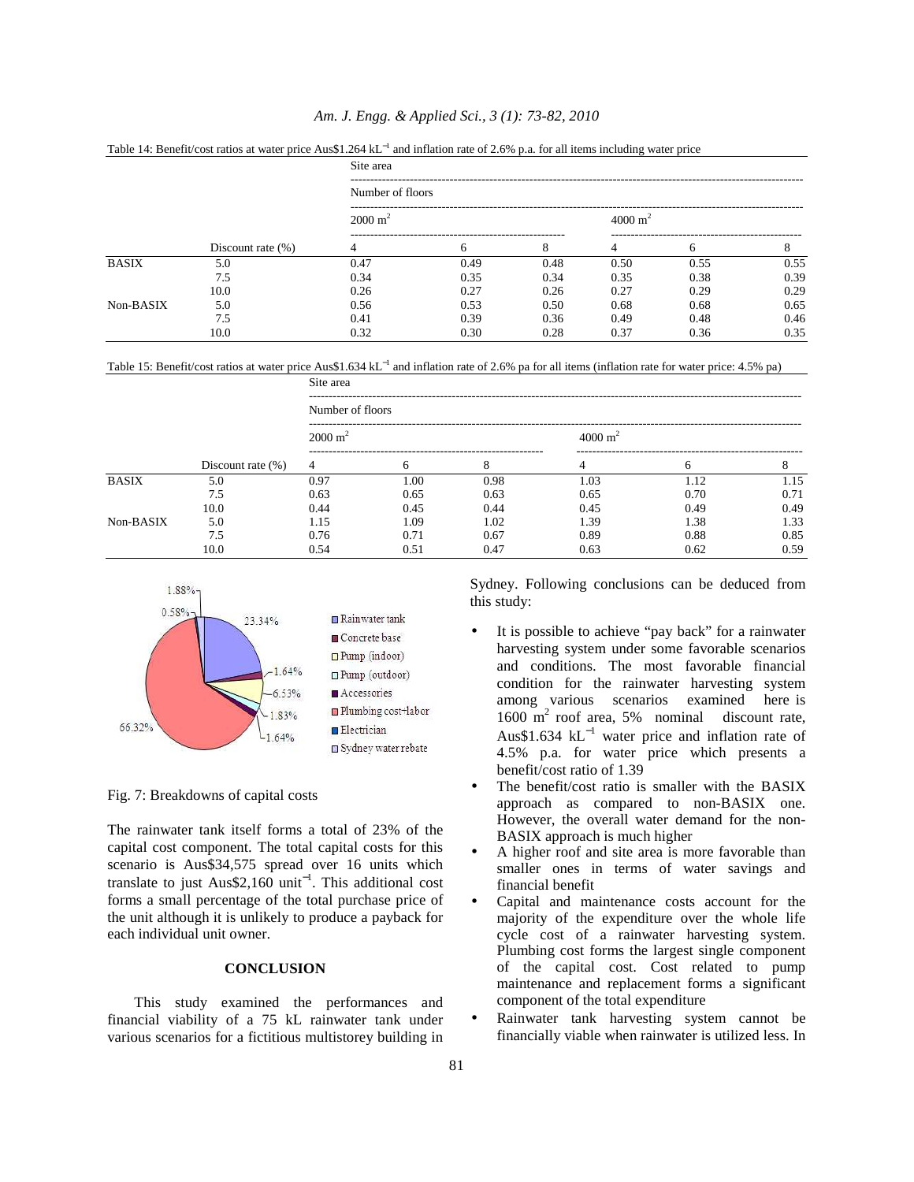Table 14: Benefit/cost ratios at water price Aus$1.264 $kL^{-1}$ and inflation rate of 2.6% p.a. for all items including water price

| | | Site area | | | | | |
|---|---|---|---|---|---|---|---|
| | | Number of floors | | | | | |
| | | 2000 $m^2$ | | | 4000 $m^2$ | | |
| | Discount rate (%) | 4 | 6 | 8 | 4 | 6 | 8 |
| BASIX | 5.0 | 0.47 | 0.49 | 0.48 | 0.50 | 0.55 | 0.55 |
| | 7.5 | 0.34 | 0.35 | 0.34 | 0.35 | 0.38 | 0.39 |
| | 10.0 | 0.26 | 0.27 | 0.26 | 0.27 | 0.29 | 0.29 |
| Non-BASIX | 5.0 | 0.56 | 0.53 | 0.50 | 0.68 | 0.68 | 0.65 |
| | 7.5 | 0.41 | 0.39 | 0.36 | 0.49 | 0.48 | 0.46 |
| | 10.0 | 0.32 | 0.30 | 0.28 | 0.37 | 0.36 | 0.35 |

Table 15: Benefit/cost ratios at water price Aus$1.634 $kL^{-1}$ and inflation rate of 2.6% pa for all items (inflation rate for water price: 4.5% pa)

| | | Site area | | | | | |
|---|---|---|---|---|---|---|---|
| | | Number of floors | | | | | |
| | | 2000 $m^2$ | | | 4000 $m^2$ | | |
| | Discount rate (%) | 4 | 6 | 8 | 4 | 6 | 8 |
| BASIX | 5.0 | 0.97 | 1.00 | 0.98 | 1.03 | 1.12 | 1.15 |
| | 7.5 | 0.63 | 0.65 | 0.63 | 0.65 | 0.70 | 0.71 |
| | 10.0 | 0.44 | 0.45 | 0.44 | 0.45 | 0.49 | 0.49 |
| Non-BASIX | 5.0 | 1.15 | 1.09 | 1.02 | 1.39 | 1.38 | 1.33 |
| | 7.5 | 0.76 | 0.71 | 0.67 | 0.89 | 0.88 | 0.85 |
| | 10.0 | 0.54 | 0.51 | 0.47 | 0.63 | 0.62 | 0.59 |

Fig. 7: Breakdowns of capital costs

The rainwater tank itself forms a total of 23% of the capital cost component. The total capital costs for this scenario is Aus$34,575 spread over 16 units which translate to just Aus$2,160 $unit^{-1}$. This additional cost forms a small percentage of the total purchase price of the unit although it is unlikely to produce a payback for each individual unit owner.

## CONCLUSION

This study examined the performances and financial viability of a 75 kL rainwater tank under various scenarios for a fictitious multistorey building in Sydney. Following conclusions can be deduced from this study:

- It is possible to achieve "pay back" for a rainwater harvesting system under some favorable scenarios and conditions. The most favorable financial condition for the rainwater harvesting system among various scenarios examined here is 1600 $m^2$ roof area, 5% nominal discount rate, Aus$1.634 $kL^{-1}$ water price and inflation rate of 4.5% p.a. for water price which presents a benefit/cost ratio of 1.39
- The benefit/cost ratio is smaller with the BASIX approach as compared to non-BASIX one. However, the overall water demand for the non-BASIX approach is much higher
- A higher roof and site area is more favorable than smaller ones in terms of water savings and financial benefit
- Capital and maintenance costs account for the majority of the expenditure over the whole life cycle cost of a rainwater harvesting system. Plumbing cost forms the largest single component of the capital cost. Cost related to pump maintenance and replacement forms a significant component of the total expenditure
- Rainwater tank harvesting system cannot be financially viable when rainwater is utilized less. In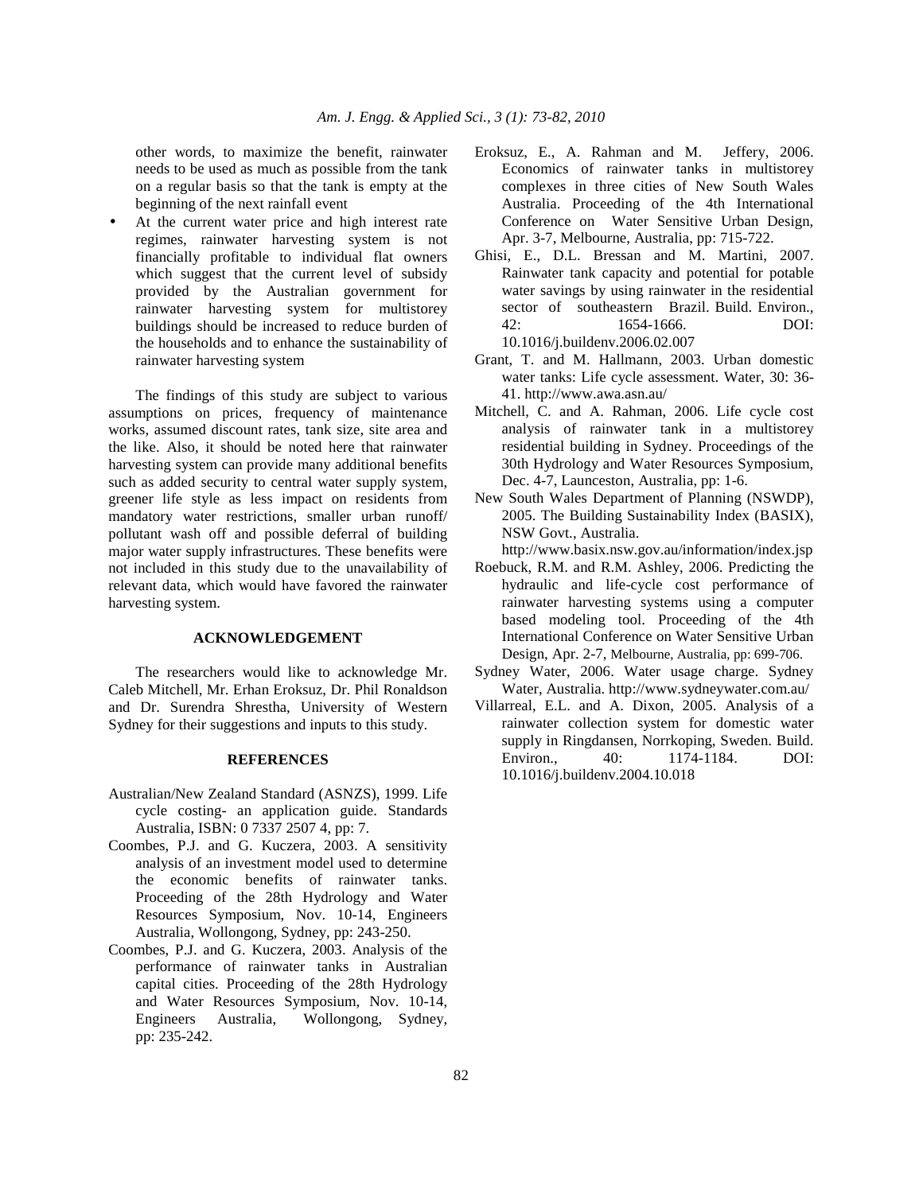other words, to maximize the benefit, rainwater needs to be used as much as possible from the tank on a regular basis so that the tank is empty at the beginning of the next rainfall event

- At the current water price and high interest rate regimes, rainwater harvesting system is not financially profitable to individual flat owners which suggest that the current level of subsidy provided by the Australian government for rainwater harvesting system for multistorey buildings should be increased to reduce burden of the households and to enhance the sustainability of rainwater harvesting system

The findings of this study are subject to various assumptions on prices, frequency of maintenance works, assumed discount rates, tank size, site area and the like. Also, it should be noted here that rainwater harvesting system can provide many additional benefits such as added security to central water supply system, greener life style as less impact on residents from mandatory water restrictions, smaller urban runoff/ pollutant wash off and possible deferral of building major water supply infrastructures. These benefits were not included in this study due to the unavailability of relevant data, which would have favored the rainwater harvesting system.

## ACKNOWLEDGEMENT

The researchers would like to acknowledge Mr. Caleb Mitchell, Mr. Erhan Eroksuz, Dr. Phil Ronaldson and Dr. Surendra Shrestha, University of Western Sydney for their suggestions and inputs to this study.

## REFERENCES

Australian/New Zealand Standard (ASNZS), 1999. Life cycle costing- an application guide. Standards Australia, ISBN: 0 7337 2507 4, pp: 7.

Coombes, P.J. and G. Kuczera, 2003. A sensitivity analysis of an investment model used to determine the economic benefits of rainwater tanks. Proceeding of the 28th Hydrology and Water Resources Symposium, Nov. 10-14, Engineers Australia, Wollongong, Sydney, pp: 243-250.

Coombes, P.J. and G. Kuczera, 2003. Analysis of the performance of rainwater tanks in Australian capital cities. Proceeding of the 28th Hydrology and Water Resources Symposium, Nov. 10-14, Engineers Australia, Wollongong, Sydney, pp: 235-242.

Eroksuz, E., A. Rahman and M. Jeffery, 2006. Economics of rainwater tanks in multistorey complexes in three cities of New South Wales Australia. Proceeding of the 4th International Conference on Water Sensitive Urban Design, Apr. 3-7, Melbourne, Australia, pp: 715-722.

Ghisi, E., D.L. Bressan and M. Martini, 2007. Rainwater tank capacity and potential for potable water savings by using rainwater in the residential sector of southeastern Brazil. Build. Environ., 42: 1654-1666. DOI: 10.1016/j.buildenv.2006.02.007

Grant, T. and M. Hallmann, 2003. Urban domestic water tanks: Life cycle assessment. Water, 30: 36-41. http://www.awa.asn.au/

Mitchell, C. and A. Rahman, 2006. Life cycle cost analysis of rainwater tank in a multistorey residential building in Sydney. Proceedings of the 30th Hydrology and Water Resources Symposium, Dec. 4-7, Launceston, Australia, pp: 1-6.

New South Wales Department of Planning (NSWDP), 2005. The Building Sustainability Index (BASIX), NSW Govt., Australia. http://www.basix.nsw.gov.au/information/index.jsp

Roebuck, R.M. and R.M. Ashley, 2006. Predicting the hydraulic and life-cycle cost performance of rainwater harvesting systems using a computer based modeling tool. Proceeding of the 4th International Conference on Water Sensitive Urban Design, Apr. 2-7, Melbourne, Australia, pp: 699-706.

Sydney Water, 2006. Water usage charge. Sydney Water, Australia. http://www.sydneywater.com.au/

Villarreal, E.L. and A. Dixon, 2005. Analysis of a rainwater collection system for domestic water supply in Ringdansen, Norrkoping, Sweden. Build. Environ., 40: 1174-1184. DOI: 10.1016/j.buildenv.2004.10.018